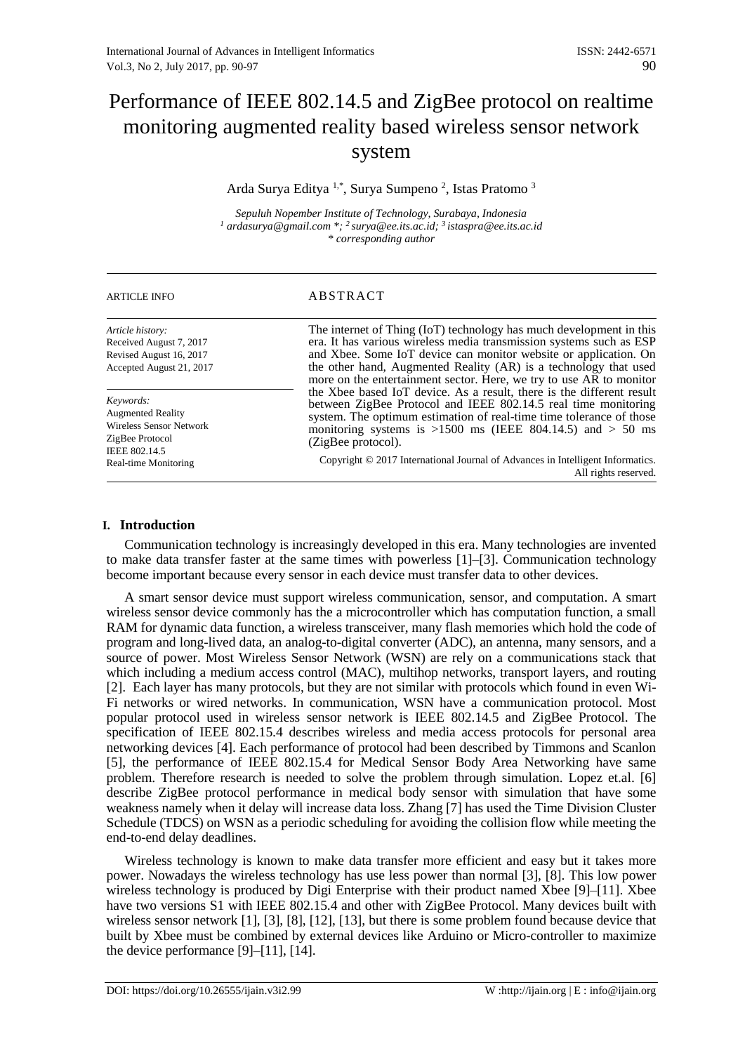# Performance of IEEE 802.14.5 and ZigBee protocol on realtime monitoring augmented reality based wireless sensor network system

Arda Surya Editya [1,*], Surya Sumpeno [2], Istas Pratomo [3]

*Sepuluh Nopember Institute of Technology, Surabaya, Indonesia*
*[1] ardasurya@gmail.com *; [2] surya@ee.its.ac.id; [3] istaspra@ee.its.ac.id*
*\* corresponding author*

---

ARTICLE INFO

*Article history:*
Received August 7, 2017
Revised August 16, 2017
Accepted August 21, 2017

*Keywords:*
Augmented Reality
Wireless Sensor Network
ZigBee Protocol
IEEE 802.14.5
Real-time Monitoring

ABSTRACT

The internet of Thing (IoT) technology has much development in this era. It has various wireless media transmission systems such as ESP and Xbee. Some IoT device can monitor website or application. On the other hand, Augmented Reality (AR) is a technology that used more on the entertainment sector. Here, we try to use AR to monitor the Xbee based IoT device. As a result, there is the different result between ZigBee Protocol and IEEE 802.14.5 real time monitoring system. The optimum estimation of real-time time tolerance of those monitoring systems is >1500 ms (IEEE 804.14.5) and > 50 ms (ZigBee protocol).

Copyright © 2017 International Journal of Advances in Intelligent Informatics. All rights reserved.

---

## I. Introduction

Communication technology is increasingly developed in this era. Many technologies are invented to make data transfer faster at the same times with powerless [1]–[3]. Communication technology become important because every sensor in each device must transfer data to other devices.

A smart sensor device must support wireless communication, sensor, and computation. A smart wireless sensor device commonly has the a microcontroller which has computation function, a small RAM for dynamic data function, a wireless transceiver, many flash memories which hold the code of program and long-lived data, an analog-to-digital converter (ADC), an antenna, many sensors, and a source of power. Most Wireless Sensor Network (WSN) are rely on a communications stack that which including a medium access control (MAC), multihop networks, transport layers, and routing [2]. Each layer has many protocols, but they are not similar with protocols which found in even Wi-Fi networks or wired networks. In communication, WSN have a communication protocol. Most popular protocol used in wireless sensor network is IEEE 802.14.5 and ZigBee Protocol. The specification of IEEE 802.15.4 describes wireless and media access protocols for personal area networking devices [4]. Each performance of protocol had been described by Timmons and Scanlon [5], the performance of IEEE 802.15.4 for Medical Sensor Body Area Networking have same problem. Therefore research is needed to solve the problem through simulation. Lopez et.al. [6] describe ZigBee protocol performance in medical body sensor with simulation that have some weakness namely when it delay will increase data loss. Zhang [7] has used the Time Division Cluster Schedule (TDCS) on WSN as a periodic scheduling for avoiding the collision flow while meeting the end-to-end delay deadlines.

Wireless technology is known to make data transfer more efficient and easy but it takes more power. Nowadays the wireless technology has use less power than normal [3], [8]. This low power wireless technology is produced by Digi Enterprise with their product named Xbee [9]–[11]. Xbee have two versions S1 with IEEE 802.15.4 and other with ZigBee Protocol. Many devices built with wireless sensor network [1], [3], [8], [12], [13], but there is some problem found because device that built by Xbee must be combined by external devices like Arduino or Micro-controller to maximize the device performance [9]–[11], [14].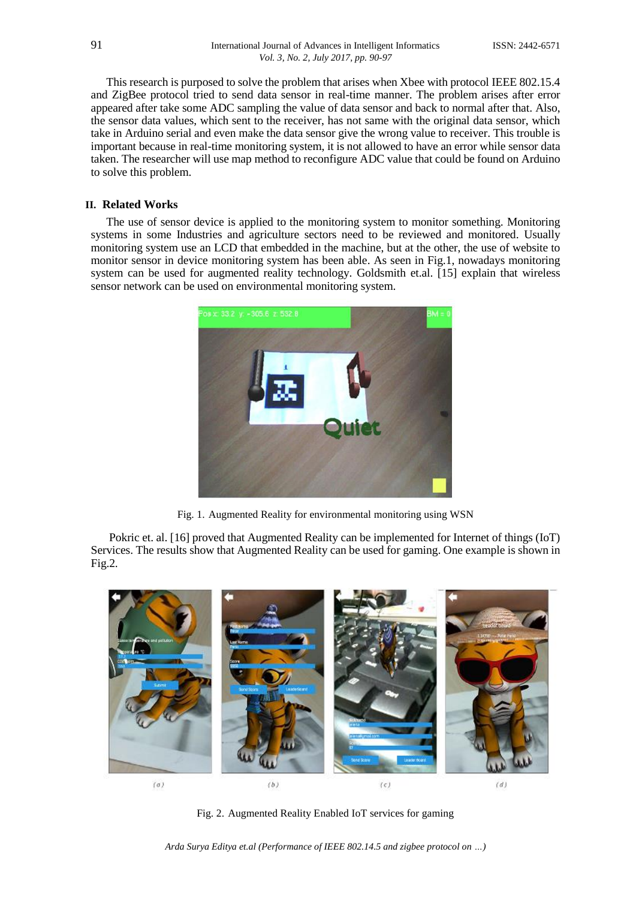This research is purposed to solve the problem that arises when Xbee with protocol IEEE 802.15.4 and ZigBee protocol tried to send data sensor in real-time manner. The problem arises after error appeared after take some ADC sampling the value of data sensor and back to normal after that. Also, the sensor data values, which sent to the receiver, has not same with the original data sensor, which take in Arduino serial and even make the data sensor give the wrong value to receiver. This trouble is important because in real-time monitoring system, it is not allowed to have an error while sensor data taken. The researcher will use map method to reconfigure ADC value that could be found on Arduino to solve this problem.

## II. Related Works

The use of sensor device is applied to the monitoring system to monitor something. Monitoring systems in some Industries and agriculture sectors need to be reviewed and monitored. Usually monitoring system use an LCD that embedded in the machine, but at the other, the use of website to monitor sensor in device monitoring system has been able. As seen in Fig.1, nowadays monitoring system can be used for augmented reality technology. Goldsmith et.al. [15] explain that wireless sensor network can be used on environmental monitoring system.

Fig. 1. Augmented Reality for environmental monitoring using WSN

Pokric et. al. [16] proved that Augmented Reality can be implemented for Internet of things (IoT) Services. The results show that Augmented Reality can be used for gaming. One example is shown in Fig.2.

Fig. 2. Augmented Reality Enabled IoT services for gaming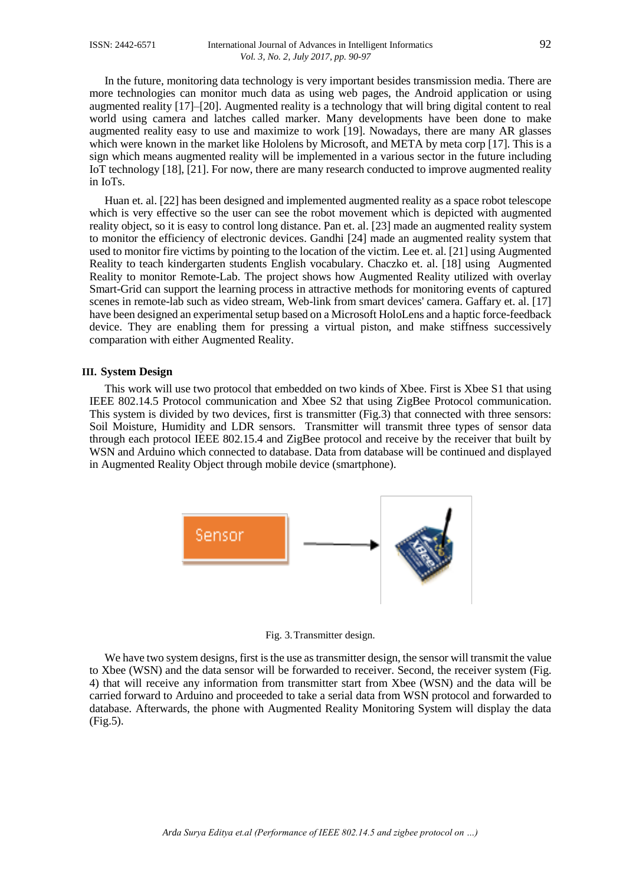In the future, monitoring data technology is very important besides transmission media. There are more technologies can monitor much data as using web pages, the Android application or using augmented reality [17]–[20]. Augmented reality is a technology that will bring digital content to real world using camera and latches called marker. Many developments have been done to make augmented reality easy to use and maximize to work [19]. Nowadays, there are many AR glasses which were known in the market like Hololens by Microsoft, and META by meta corp [17]. This is a sign which means augmented reality will be implemented in a various sector in the future including IoT technology [18], [21]. For now, there are many research conducted to improve augmented reality in IoTs.

Huan et. al. [22] has been designed and implemented augmented reality as a space robot telescope which is very effective so the user can see the robot movement which is depicted with augmented reality object, so it is easy to control long distance. Pan et. al. [23] made an augmented reality system to monitor the efficiency of electronic devices. Gandhi [24] made an augmented reality system that used to monitor fire victims by pointing to the location of the victim. Lee et. al. [21] using Augmented Reality to teach kindergarten students English vocabulary. Chaczko et. al. [18] using Augmented Reality to monitor Remote-Lab. The project shows how Augmented Reality utilized with overlay Smart-Grid can support the learning process in attractive methods for monitoring events of captured scenes in remote-lab such as video stream, Web-link from smart devices' camera. Gaffary et. al. [17] have been designed an experimental setup based on a Microsoft HoloLens and a haptic force-feedback device. They are enabling them for pressing a virtual piston, and make stiffness successively comparation with either Augmented Reality.

## III. System Design

This work will use two protocol that embedded on two kinds of Xbee. First is Xbee S1 that using IEEE 802.14.5 Protocol communication and Xbee S2 that using ZigBee Protocol communication. This system is divided by two devices, first is transmitter (Fig.3) that connected with three sensors: Soil Moisture, Humidity and LDR sensors. Transmitter will transmit three types of sensor data through each protocol IEEE 802.15.4 and ZigBee protocol and receive by the receiver that built by WSN and Arduino which connected to database. Data from database will be continued and displayed in Augmented Reality Object through mobile device (smartphone).

Fig. 3. Transmitter design.

We have two system designs, first is the use as transmitter design, the sensor will transmit the value to Xbee (WSN) and the data sensor will be forwarded to receiver. Second, the receiver system (Fig. 4) that will receive any information from transmitter start from Xbee (WSN) and the data will be carried forward to Arduino and proceeded to take a serial data from WSN protocol and forwarded to database. Afterwards, the phone with Augmented Reality Monitoring System will display the data (Fig.5).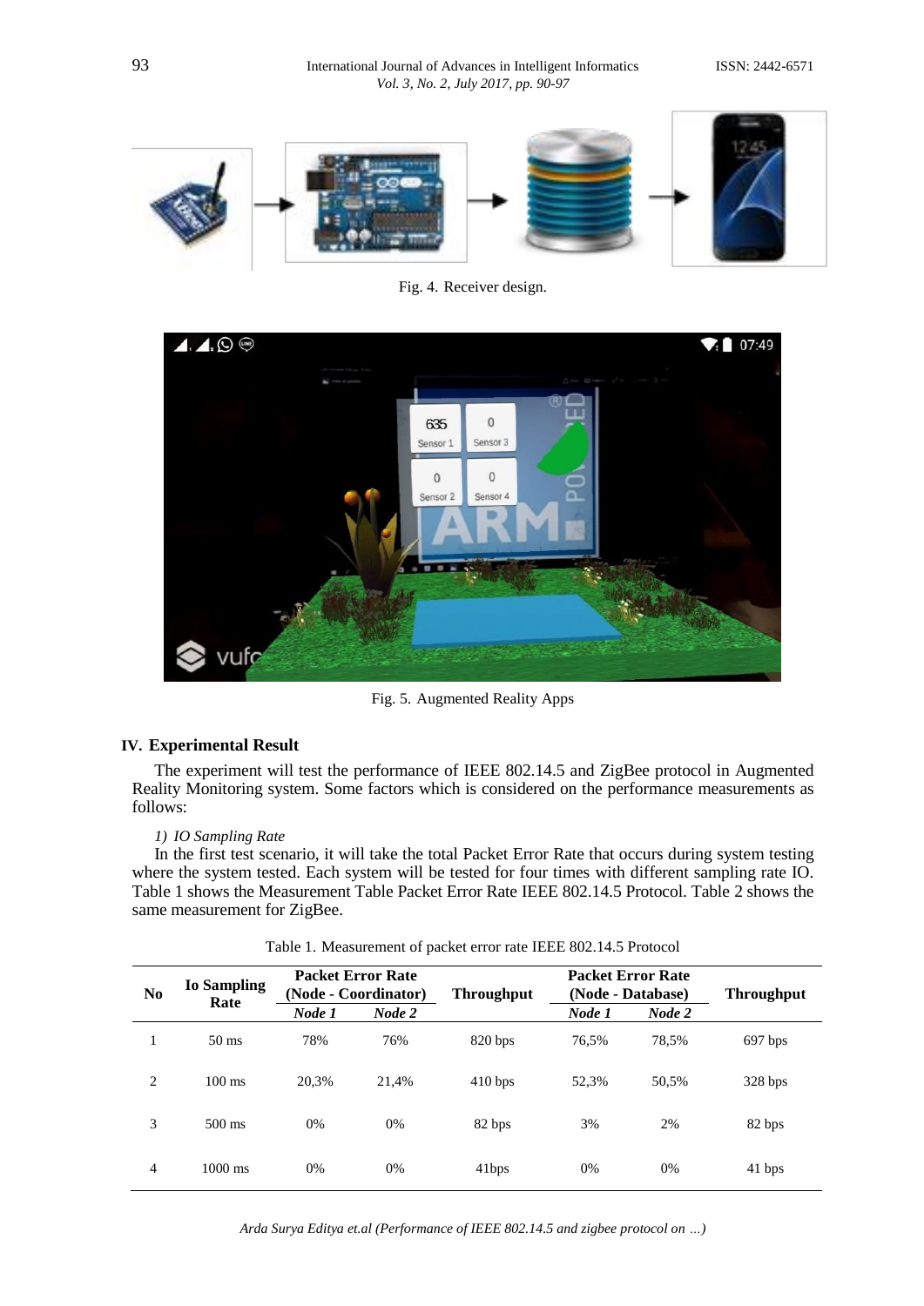Fig. 4. Receiver design.

Fig. 5. Augmented Reality Apps

## IV. Experimental Result

The experiment will test the performance of IEEE 802.14.5 and ZigBee protocol in Augmented Reality Monitoring system. Some factors which is considered on the performance measurements as follows:

*1) IO Sampling Rate*

In the first test scenario, it will take the total Packet Error Rate that occurs during system testing where the system tested. Each system will be tested for four times with different sampling rate IO. Table 1 shows the Measurement Table Packet Error Rate IEEE 802.14.5 Protocol. Table 2 shows the same measurement for ZigBee.

Table 1. Measurement of packet error rate IEEE 802.14.5 Protocol

| No | Io Sampling Rate | Packet Error Rate (Node - Coordinator) | | Throughput | Packet Error Rate (Node - Database) | | Throughput |
|---|---|---|---|---|---|---|---|
| | | *Node 1* | *Node 2* | | *Node 1* | *Node 2* | |
| 1 | 50 ms | 78% | 76% | 820 bps | 76,5% | 78,5% | 697 bps |
| 2 | 100 ms | 20,3% | 21,4% | 410 bps | 52,3% | 50,5% | 328 bps |
| 3 | 500 ms | 0% | 0% | 82 bps | 3% | 2% | 82 bps |
| 4 | 1000 ms | 0% | 0% | 41bps | 0% | 0% | 41 bps |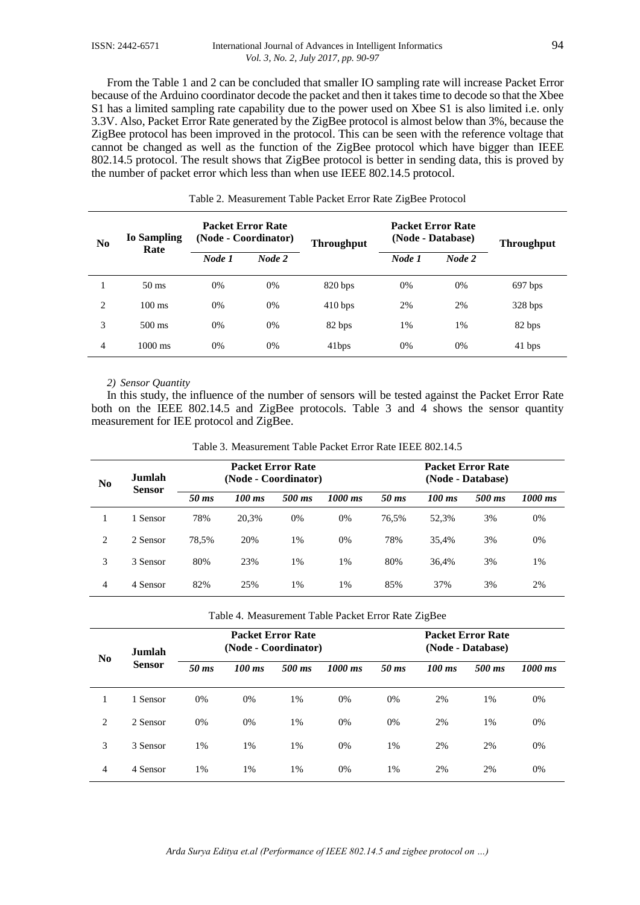From the Table 1 and 2 can be concluded that smaller IO sampling rate will increase Packet Error because of the Arduino coordinator decode the packet and then it takes time to decode so that the Xbee S1 has a limited sampling rate capability due to the power used on Xbee S1 is also limited i.e. only 3.3V. Also, Packet Error Rate generated by the ZigBee protocol is almost below than 3%, because the ZigBee protocol has been improved in the protocol. This can be seen with the reference voltage that cannot be changed as well as the function of the ZigBee protocol which have bigger than IEEE 802.14.5 protocol. The result shows that ZigBee protocol is better in sending data, this is proved by the number of packet error which less than when use IEEE 802.14.5 protocol.

Table 2. Measurement Table Packet Error Rate ZigBee Protocol

| No | Io Sampling Rate | Packet Error Rate (Node - Coordinator) | | Throughput | Packet Error Rate (Node - Database) | | Throughput |
|---|---|---|---|---|---|---|---|
| | | *Node 1* | *Node 2* | | *Node 1* | *Node 2* | |
| 1 | 50 ms | 0% | 0% | 820 bps | 0% | 0% | 697 bps |
| 2 | 100 ms | 0% | 0% | 410 bps | 2% | 2% | 328 bps |
| 3 | 500 ms | 0% | 0% | 82 bps | 1% | 1% | 82 bps |
| 4 | 1000 ms | 0% | 0% | 41bps | 0% | 0% | 41 bps |

*2) Sensor Quantity*

In this study, the influence of the number of sensors will be tested against the Packet Error Rate both on the IEEE 802.14.5 and ZigBee protocols. Table 3 and 4 shows the sensor quantity measurement for IEE protocol and ZigBee.

Table 3. Measurement Table Packet Error Rate IEEE 802.14.5

| No | Jumlah Sensor | Packet Error Rate (Node - Coordinator) | | | | Packet Error Rate (Node - Database) | | | |
|---|---|---|---|---|---|---|---|---|---|
| | | *50 ms* | *100 ms* | *500 ms* | *1000 ms* | *50 ms* | *100 ms* | *500 ms* | *1000 ms* |
| 1 | 1 Sensor | 78% | 20,3% | 0% | 0% | 76,5% | 52,3% | 3% | 0% |
| 2 | 2 Sensor | 78,5% | 20% | 1% | 0% | 78% | 35,4% | 3% | 0% |
| 3 | 3 Sensor | 80% | 23% | 1% | 1% | 80% | 36,4% | 3% | 1% |
| 4 | 4 Sensor | 82% | 25% | 1% | 1% | 85% | 37% | 3% | 2% |

Table 4. Measurement Table Packet Error Rate ZigBee

| No | Jumlah Sensor | Packet Error Rate (Node - Coordinator) | | | | Packet Error Rate (Node - Database) | | | |
|---|---|---|---|---|---|---|---|---|---|
| | | *50 ms* | *100 ms* | *500 ms* | *1000 ms* | *50 ms* | *100 ms* | *500 ms* | *1000 ms* |
| 1 | 1 Sensor | 0% | 0% | 1% | 0% | 0% | 2% | 1% | 0% |
| 2 | 2 Sensor | 0% | 0% | 1% | 0% | 0% | 2% | 1% | 0% |
| 3 | 3 Sensor | 1% | 1% | 1% | 0% | 1% | 2% | 2% | 0% |
| 4 | 4 Sensor | 1% | 1% | 1% | 0% | 1% | 2% | 2% | 0% |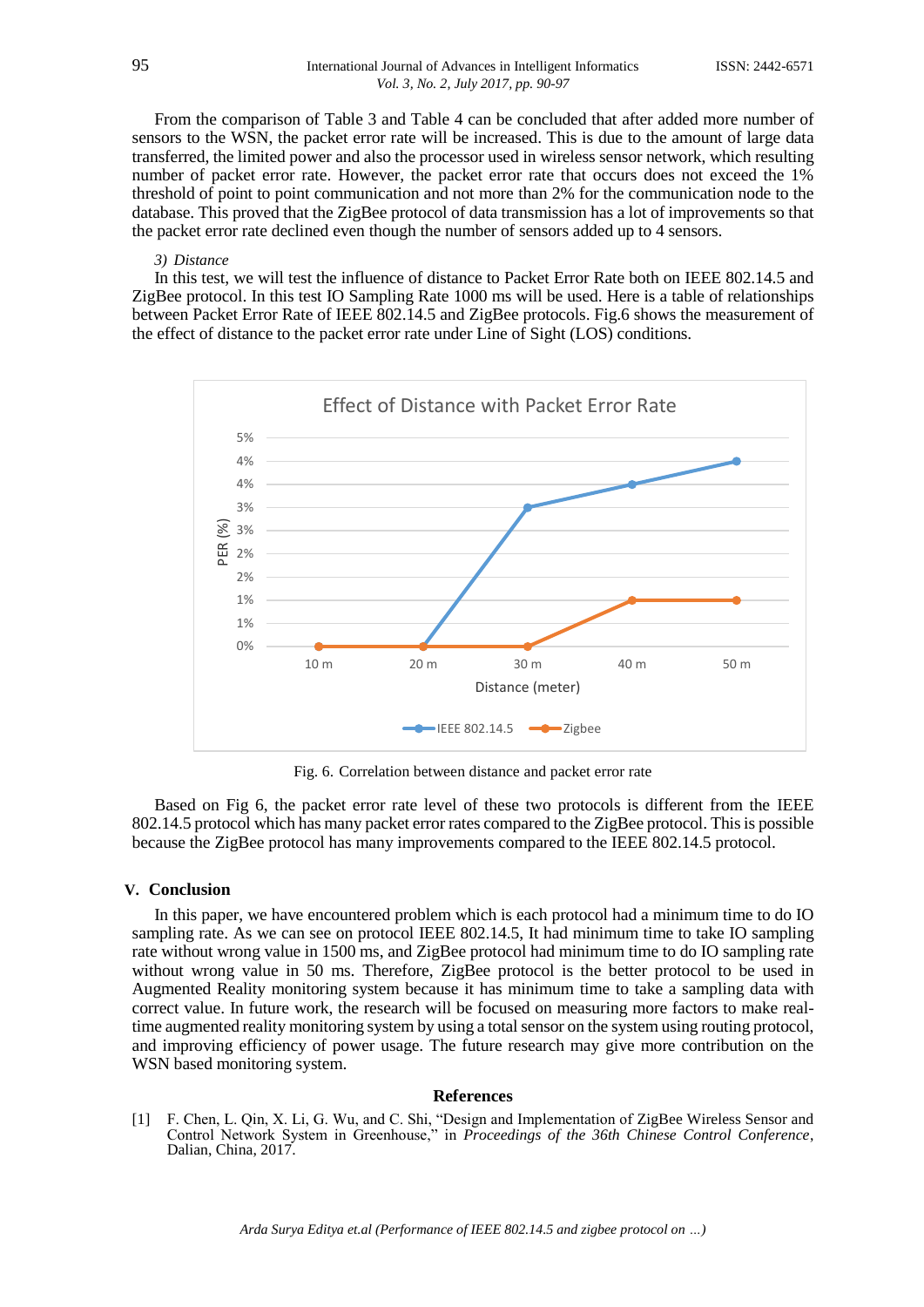From the comparison of Table 3 and Table 4 can be concluded that after added more number of sensors to the WSN, the packet error rate will be increased. This is due to the amount of large data transferred, the limited power and also the processor used in wireless sensor network, which resulting number of packet error rate. However, the packet error rate that occurs does not exceed the 1% threshold of point to point communication and not more than 2% for the communication node to the database. This proved that the ZigBee protocol of data transmission has a lot of improvements so that the packet error rate declined even though the number of sensors added up to 4 sensors.

*3) Distance*

In this test, we will test the influence of distance to Packet Error Rate both on IEEE 802.14.5 and ZigBee protocol. In this test IO Sampling Rate 1000 ms will be used. Here is a table of relationships between Packet Error Rate of IEEE 802.14.5 and ZigBee protocols. Fig.6 shows the measurement of the effect of distance to the packet error rate under Line of Sight (LOS) conditions.

Fig. 6. Correlation between distance and packet error rate

Based on Fig 6, the packet error rate level of these two protocols is different from the IEEE 802.14.5 protocol which has many packet error rates compared to the ZigBee protocol. This is possible because the ZigBee protocol has many improvements compared to the IEEE 802.14.5 protocol.

## V. Conclusion

In this paper, we have encountered problem which is each protocol had a minimum time to do IO sampling rate. As we can see on protocol IEEE 802.14.5, It had minimum time to take IO sampling rate without wrong value in 1500 ms, and ZigBee protocol had minimum time to do IO sampling rate without wrong value in 50 ms. Therefore, ZigBee protocol is the better protocol to be used in Augmented Reality monitoring system because it has minimum time to take a sampling data with correct value. In future work, the research will be focused on measuring more factors to make real-time augmented reality monitoring system by using a total sensor on the system using routing protocol, and improving efficiency of power usage. The future research may give more contribution on the WSN based monitoring system.

## References

[1] F. Chen, L. Qin, X. Li, G. Wu, and C. Shi, "Design and Implementation of ZigBee Wireless Sensor and Control Network System in Greenhouse," in *Proceedings of the 36th Chinese Control Conference*, Dalian, China, 2017.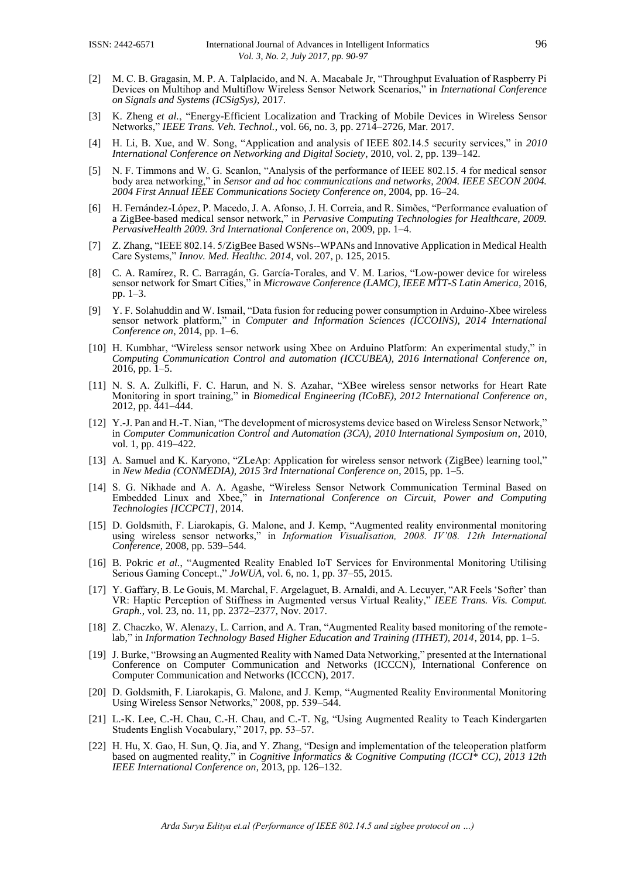[2] M. C. B. Gragasin, M. P. A. Talplacido, and N. A. Macabale Jr, "Throughput Evaluation of Raspberry Pi Devices on Multihop and Multiflow Wireless Sensor Network Scenarios," in *International Conference on Signals and Systems (ICSigSys)*, 2017.

[3] K. Zheng *et al.*, "Energy-Efficient Localization and Tracking of Mobile Devices in Wireless Sensor Networks," *IEEE Trans. Veh. Technol.*, vol. 66, no. 3, pp. 2714–2726, Mar. 2017.

[4] H. Li, B. Xue, and W. Song, "Application and analysis of IEEE 802.14.5 security services," in *2010 International Conference on Networking and Digital Society*, 2010, vol. 2, pp. 139–142.

[5] N. F. Timmons and W. G. Scanlon, "Analysis of the performance of IEEE 802.15. 4 for medical sensor body area networking," in *Sensor and ad hoc communications and networks, 2004. IEEE SECON 2004. 2004 First Annual IEEE Communications Society Conference on*, 2004, pp. 16–24.

[6] H. Fernández-López, P. Macedo, J. A. Afonso, J. H. Correia, and R. Simões, "Performance evaluation of a ZigBee-based medical sensor network," in *Pervasive Computing Technologies for Healthcare, 2009. PervasiveHealth 2009. 3rd International Conference on*, 2009, pp. 1–4.

[7] Z. Zhang, "IEEE 802.14. 5/ZigBee Based WSNs--WPANs and Innovative Application in Medical Health Care Systems," *Innov. Med. Healthc. 2014*, vol. 207, p. 125, 2015.

[8] C. A. Ramírez, R. C. Barragán, G. García-Torales, and V. M. Larios, "Low-power device for wireless sensor network for Smart Cities," in *Microwave Conference (LAMC), IEEE MTT-S Latin America*, 2016, pp. 1–3.

[9] Y. F. Solahuddin and W. Ismail, "Data fusion for reducing power consumption in Arduino-Xbee wireless sensor network platform," in *Computer and Information Sciences (ICCOINS), 2014 International Conference on*, 2014, pp. 1–6.

[10] H. Kumbhar, "Wireless sensor network using Xbee on Arduino Platform: An experimental study," in *Computing Communication Control and automation (ICCUBEA), 2016 International Conference on*, 2016, pp. 1–5.

[11] N. S. A. Zulkifli, F. C. Harun, and N. S. Azahar, "XBee wireless sensor networks for Heart Rate Monitoring in sport training," in *Biomedical Engineering (ICoBE), 2012 International Conference on*, 2012, pp. 441–444.

[12] Y.-J. Pan and H.-T. Nian, "The development of microsystems device based on Wireless Sensor Network," in *Computer Communication Control and Automation (3CA), 2010 International Symposium on*, 2010, vol. 1, pp. 419–422.

[13] A. Samuel and K. Karyono, "ZLeAp: Application for wireless sensor network (ZigBee) learning tool," in *New Media (CONMEDIA), 2015 3rd International Conference on*, 2015, pp. 1–5.

[14] S. G. Nikhade and A. A. Agashe, "Wireless Sensor Network Communication Terminal Based on Embedded Linux and Xbee," in *International Conference on Circuit, Power and Computing Technologies [ICCPCT]*, 2014.

[15] D. Goldsmith, F. Liarokapis, G. Malone, and J. Kemp, "Augmented reality environmental monitoring using wireless sensor networks," in *Information Visualisation, 2008. IV'08. 12th International Conference*, 2008, pp. 539–544.

[16] B. Pokric *et al.*, "Augmented Reality Enabled IoT Services for Environmental Monitoring Utilising Serious Gaming Concept.," *JoWUA*, vol. 6, no. 1, pp. 37–55, 2015.

[17] Y. Gaffary, B. Le Gouis, M. Marchal, F. Argelaguet, B. Arnaldi, and A. Lecuyer, "AR Feels 'Softer' than VR: Haptic Perception of Stiffness in Augmented versus Virtual Reality," *IEEE Trans. Vis. Comput. Graph.*, vol. 23, no. 11, pp. 2372–2377, Nov. 2017.

[18] Z. Chaczko, W. Alenazy, L. Carrion, and A. Tran, "Augmented Reality based monitoring of the remote-lab," in *Information Technology Based Higher Education and Training (ITHET), 2014*, 2014, pp. 1–5.

[19] J. Burke, "Browsing an Augmented Reality with Named Data Networking," presented at the International Conference on Computer Communication and Networks (ICCCN), International Conference on Computer Communication and Networks (ICCCN), 2017.

[20] D. Goldsmith, F. Liarokapis, G. Malone, and J. Kemp, "Augmented Reality Environmental Monitoring Using Wireless Sensor Networks," 2008, pp. 539–544.

[21] L.-K. Lee, C.-H. Chau, C.-H. Chau, and C.-T. Ng, "Using Augmented Reality to Teach Kindergarten Students English Vocabulary," 2017, pp. 53–57.

[22] H. Hu, X. Gao, H. Sun, Q. Jia, and Y. Zhang, "Design and implementation of the teleoperation platform based on augmented reality," in *Cognitive Informatics & Cognitive Computing (ICCI\* CC), 2013 12th IEEE International Conference on*, 2013, pp. 126–132.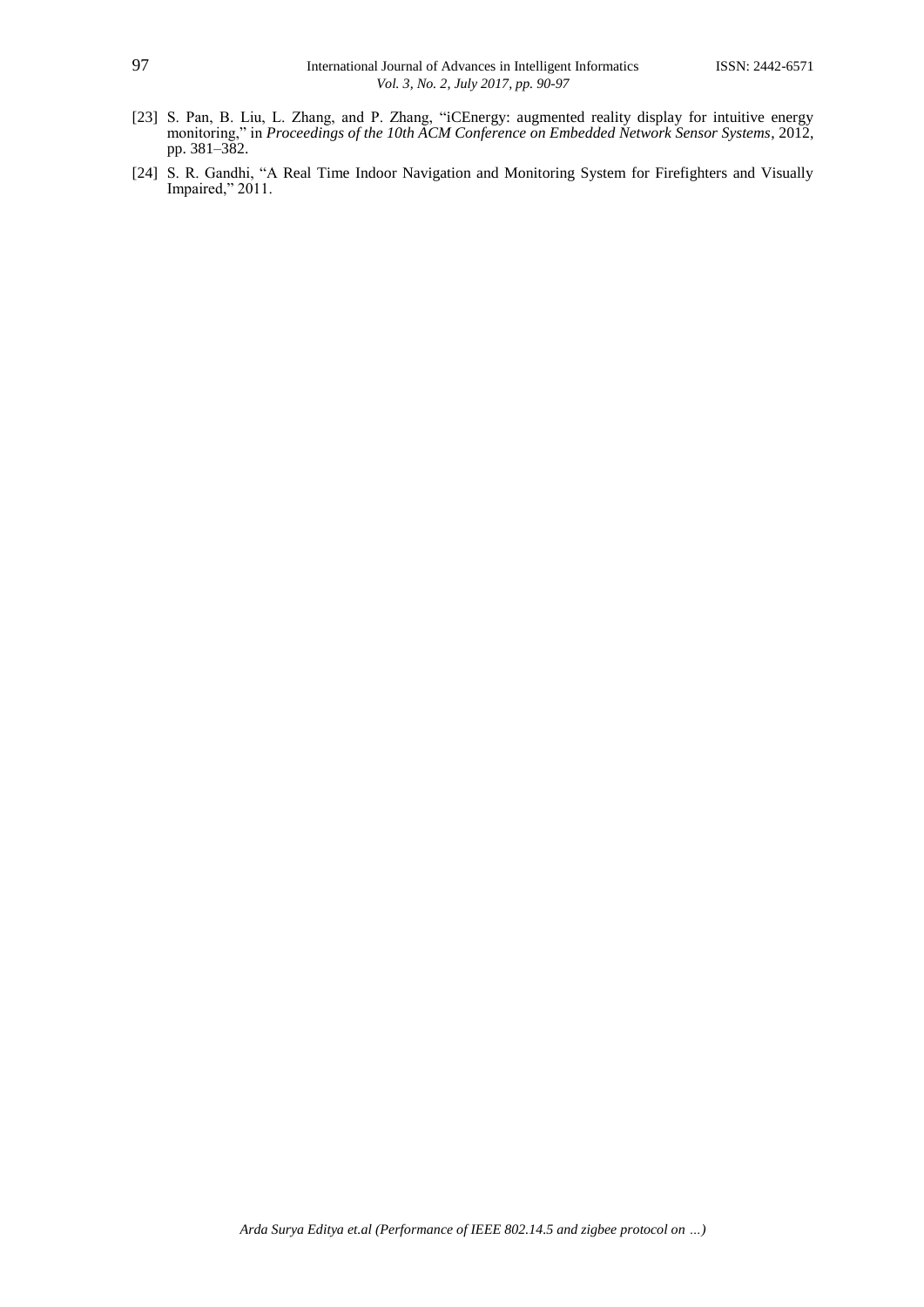[23] S. Pan, B. Liu, L. Zhang, and P. Zhang, "iCEnergy: augmented reality display for intuitive energy monitoring," in *Proceedings of the 10th ACM Conference on Embedded Network Sensor Systems*, 2012, pp. 381–382.

[24] S. R. Gandhi, "A Real Time Indoor Navigation and Monitoring System for Firefighters and Visually Impaired," 2011.